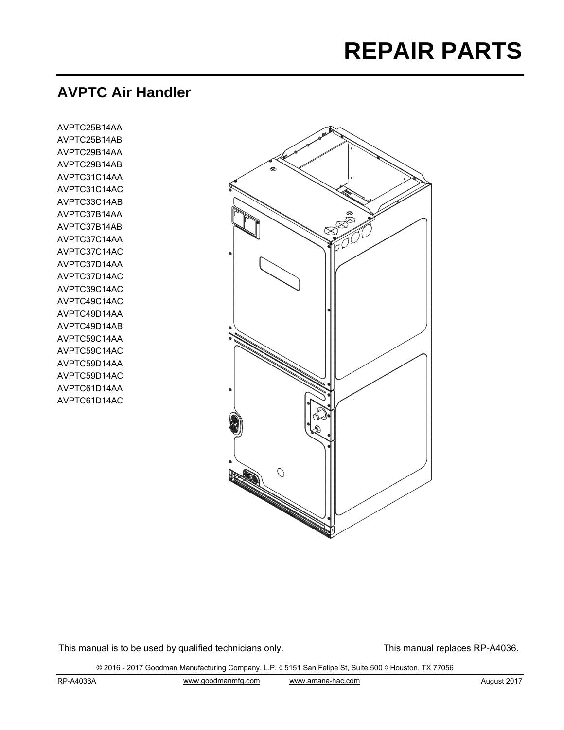# REPAIR PARTS

## AVPTC Air Handler

AVPTC25B14AA
AVPTC25B14AB
AVPTC29B14AA
AVPTC29B14AB
AVPTC31C14AA
AVPTC31C14AC
AVPTC33C14AB
AVPTC37B14AA
AVPTC37B14AB
AVPTC37C14AA
AVPTC37C14AC
AVPTC37D14AA
AVPTC37D14AC
AVPTC39C14AC
AVPTC49C14AC
AVPTC49D14AA
AVPTC49D14AB
AVPTC59C14AA
AVPTC59C14AC
AVPTC59D14AA
AVPTC59D14AC
AVPTC61D14AA
AVPTC61D14AC

This manual is to be used by qualified technicians only.

This manual replaces RP-A4036.

© 2016 - 2017 Goodman Manufacturing Company, L.P. ◊ 5151 San Felipe St, Suite 500 ◊ Houston, TX 77056

RP-A4036A www.goodmanmfg.com www.amana-hac.com August 2017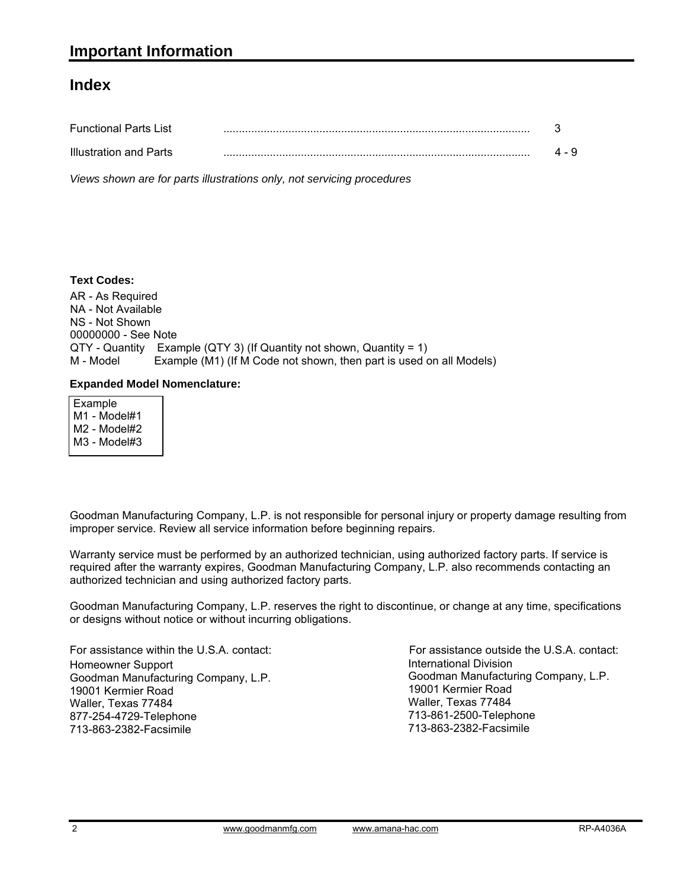# Important Information

## Index

| | | |
|---|---|---|
| Functional Parts List | .................................................................................................. | 3 |
| Illustration and Parts | .................................................................................................. | 4 - 9 |

*Views shown are for parts illustrations only, not servicing procedures*

**Text Codes:**

AR - As Required
NA - Not Available
NS - Not Shown
00000000 - See Note
QTY - Quantity    Example (QTY 3) (If Quantity not shown, Quantity = 1)
M - Model    Example (M1) (If M Code not shown, then part is used on all Models)

**Expanded Model Nomenclature:**

Example
M1 - Model#1
M2 - Model#2
M3 - Model#3

Goodman Manufacturing Company, L.P. is not responsible for personal injury or property damage resulting from improper service. Review all service information before beginning repairs.

Warranty service must be performed by an authorized technician, using authorized factory parts. If service is required after the warranty expires, Goodman Manufacturing Company, L.P. also recommends contacting an authorized technician and using authorized factory parts.

Goodman Manufacturing Company, L.P. reserves the right to discontinue, or change at any time, specifications or designs without notice or without incurring obligations.

For assistance within the U.S.A. contact:
Homeowner Support
Goodman Manufacturing Company, L.P.
19001 Kermier Road
Waller, Texas 77484
877-254-4729-Telephone
713-863-2382-Facsimile

For assistance outside the U.S.A. contact:
International Division
Goodman Manufacturing Company, L.P.
19001 Kermier Road
Waller, Texas 77484
713-861-2500-Telephone
713-863-2382-Facsimile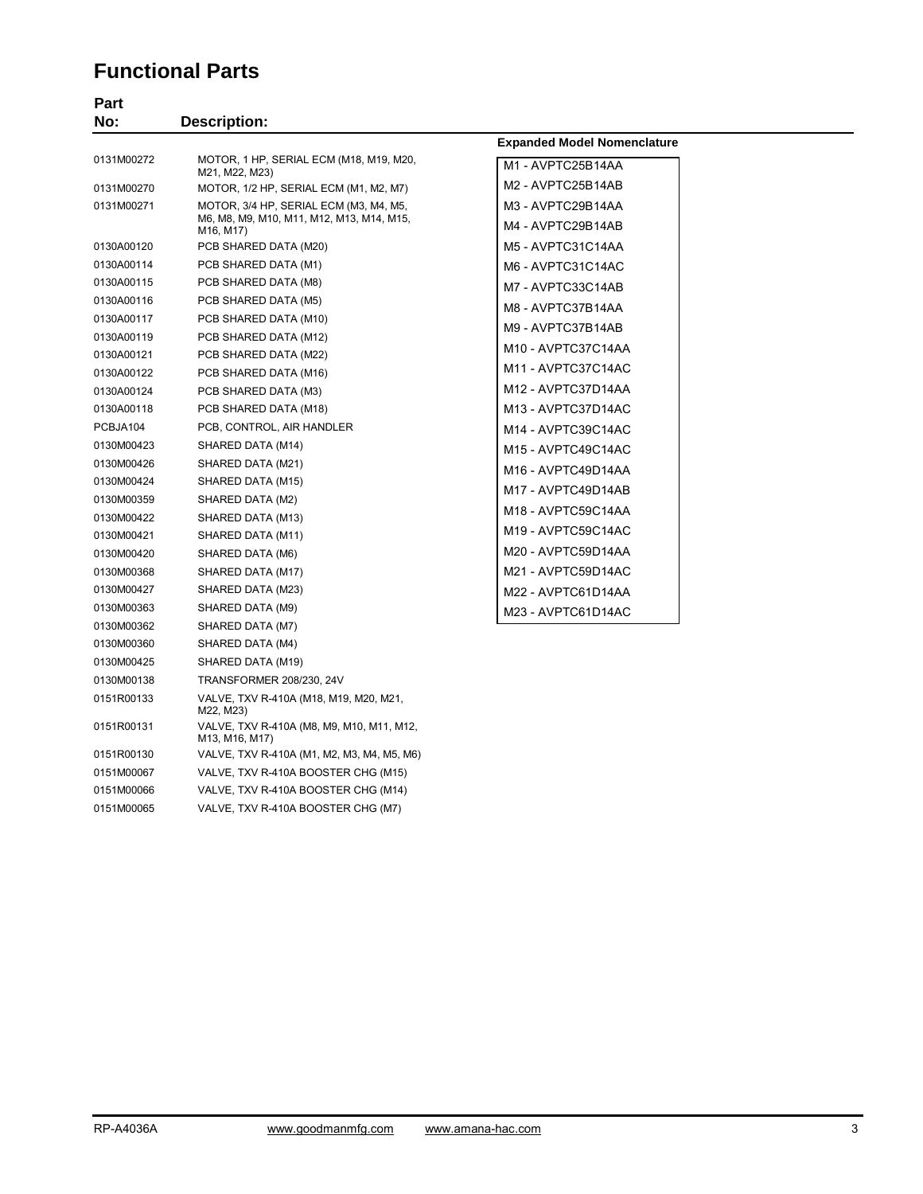# Functional Parts

| Part No: | Description: |
|---|---|
| 0131M00272 | MOTOR, 1 HP, SERIAL ECM (M18, M19, M20, M21, M22, M23) |
| 0131M00270 | MOTOR, 1/2 HP, SERIAL ECM (M1, M2, M7) |
| 0131M00271 | MOTOR, 3/4 HP, SERIAL ECM (M3, M4, M5, M6, M8, M9, M10, M11, M12, M13, M14, M15, M16, M17) |
| 0130A00120 | PCB SHARED DATA (M20) |
| 0130A00114 | PCB SHARED DATA (M1) |
| 0130A00115 | PCB SHARED DATA (M8) |
| 0130A00116 | PCB SHARED DATA (M5) |
| 0130A00117 | PCB SHARED DATA (M10) |
| 0130A00119 | PCB SHARED DATA (M12) |
| 0130A00121 | PCB SHARED DATA (M22) |
| 0130A00122 | PCB SHARED DATA (M16) |
| 0130A00124 | PCB SHARED DATA (M3) |
| 0130A00118 | PCB SHARED DATA (M18) |
| PCBJA104 | PCB, CONTROL, AIR HANDLER |
| 0130M00423 | SHARED DATA (M14) |
| 0130M00426 | SHARED DATA (M21) |
| 0130M00424 | SHARED DATA (M15) |
| 0130M00359 | SHARED DATA (M2) |
| 0130M00422 | SHARED DATA (M13) |
| 0130M00421 | SHARED DATA (M11) |
| 0130M00420 | SHARED DATA (M6) |
| 0130M00368 | SHARED DATA (M17) |
| 0130M00427 | SHARED DATA (M23) |
| 0130M00363 | SHARED DATA (M9) |
| 0130M00362 | SHARED DATA (M7) |
| 0130M00360 | SHARED DATA (M4) |
| 0130M00425 | SHARED DATA (M19) |
| 0130M00138 | TRANSFORMER 208/230, 24V |
| 0151R00133 | VALVE, TXV R-410A (M18, M19, M20, M21, M22, M23) |
| 0151R00131 | VALVE, TXV R-410A (M8, M9, M10, M11, M12, M13, M16, M17) |
| 0151R00130 | VALVE, TXV R-410A (M1, M2, M3, M4, M5, M6) |
| 0151M00067 | VALVE, TXV R-410A BOOSTER CHG (M15) |
| 0151M00066 | VALVE, TXV R-410A BOOSTER CHG (M14) |
| 0151M00065 | VALVE, TXV R-410A BOOSTER CHG (M7) |

**Expanded Model Nomenclature**

M1 - AVPTC25B14AA
M2 - AVPTC25B14AB
M3 - AVPTC29B14AA
M4 - AVPTC29B14AB
M5 - AVPTC31C14AA
M6 - AVPTC31C14AC
M7 - AVPTC33C14AB
M8 - AVPTC37B14AA
M9 - AVPTC37B14AB
M10 - AVPTC37C14AA
M11 - AVPTC37C14AC
M12 - AVPTC37D14AA
M13 - AVPTC37D14AC
M14 - AVPTC39C14AC
M15 - AVPTC49C14AC
M16 - AVPTC49D14AA
M17 - AVPTC49D14AB
M18 - AVPTC59C14AA
M19 - AVPTC59C14AC
M20 - AVPTC59D14AA
M21 - AVPTC59D14AC
M22 - AVPTC61D14AA
M23 - AVPTC61D14AC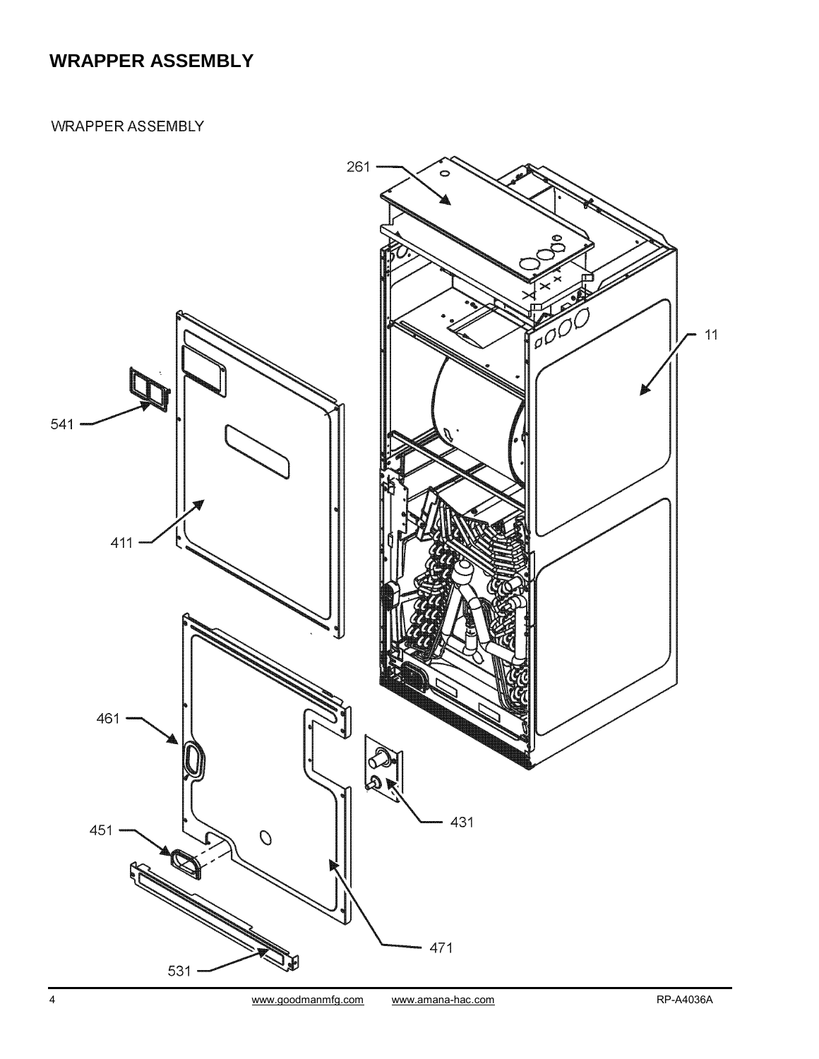# WRAPPER ASSEMBLY

WRAPPER ASSEMBLY

261

11

541

411

461

431

451

471

531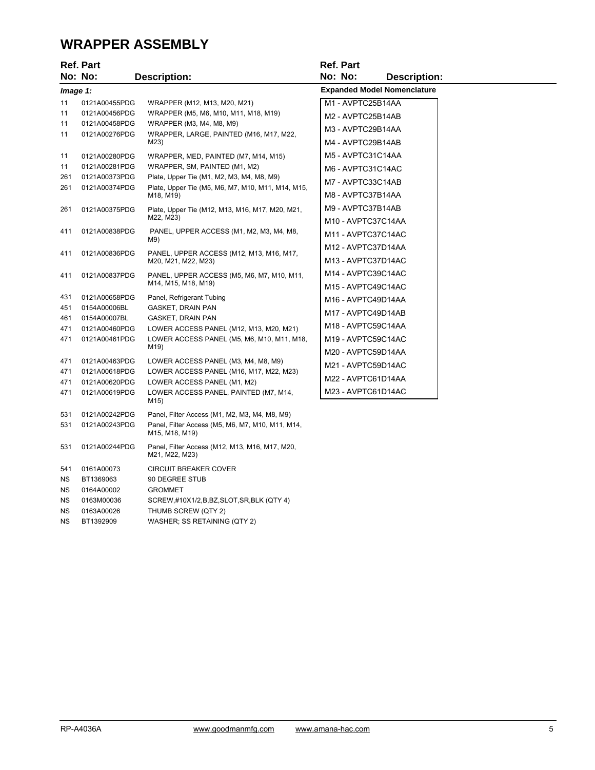# WRAPPER ASSEMBLY

| Ref. No: | Part No: | Description: |
|---|---|---|
| *Image 1:* | | |
| 11 | 0121A00455PDG | WRAPPER (M12, M13, M20, M21) |
| 11 | 0121A00456PDG | WRAPPER (M5, M6, M10, M11, M18, M19) |
| 11 | 0121A00458PDG | WRAPPER (M3, M4, M8, M9) |
| 11 | 0121A00276PDG | WRAPPER, LARGE, PAINTED (M16, M17, M22, M23) |
| 11 | 0121A00280PDG | WRAPPER, MED, PAINTED (M7, M14, M15) |
| 11 | 0121A00281PDG | WRAPPER, SM, PAINTED (M1, M2) |
| 261 | 0121A00373PDG | Plate, Upper Tie (M1, M2, M3, M4, M8, M9) |
| 261 | 0121A00374PDG | Plate, Upper Tie (M5, M6, M7, M10, M11, M14, M15, M18, M19) |
| 261 | 0121A00375PDG | Plate, Upper Tie (M12, M13, M16, M17, M20, M21, M22, M23) |
| 411 | 0121A00838PDG | PANEL, UPPER ACCESS (M1, M2, M3, M4, M8, M9) |
| 411 | 0121A00836PDG | PANEL, UPPER ACCESS (M12, M13, M16, M17, M20, M21, M22, M23) |
| 411 | 0121A00837PDG | PANEL, UPPER ACCESS (M5, M6, M7, M10, M11, M14, M15, M18, M19) |
| 431 | 0121A00658PDG | Panel, Refrigerant Tubing |
| 451 | 0154A00006BL | GASKET, DRAIN PAN |
| 461 | 0154A00007BL | GASKET, DRAIN PAN |
| 471 | 0121A00460PDG | LOWER ACCESS PANEL (M12, M13, M20, M21) |
| 471 | 0121A00461PDG | LOWER ACCESS PANEL (M5, M6, M10, M11, M18, M19) |
| 471 | 0121A00463PDG | LOWER ACCESS PANEL (M3, M4, M8, M9) |
| 471 | 0121A00618PDG | LOWER ACCESS PANEL (M16, M17, M22, M23) |
| 471 | 0121A00620PDG | LOWER ACCESS PANEL (M1, M2) |
| 471 | 0121A00619PDG | LOWER ACCESS PANEL, PAINTED (M7, M14, M15) |
| 531 | 0121A00242PDG | Panel, Filter Access (M1, M2, M3, M4, M8, M9) |
| 531 | 0121A00243PDG | Panel, Filter Access (M5, M6, M7, M10, M11, M14, M15, M18, M19) |
| 531 | 0121A00244PDG | Panel, Filter Access (M12, M13, M16, M17, M20, M21, M22, M23) |
| 541 | 0161A00073 | CIRCUIT BREAKER COVER |
| NS | BT1369063 | 90 DEGREE STUB |
| NS | 0164A00002 | GROMMET |
| NS | 0163M00036 | SCREW,#10X1/2,B,BZ,SLOT,SR,BLK (QTY 4) |
| NS | 0163A00026 | THUMB SCREW (QTY 2) |
| NS | BT1392909 | WASHER; SS RETAINING (QTY 2) |

**Expanded Model Nomenclature**

| |
|---|
| M1 - AVPTC25B14AA |
| M2 - AVPTC25B14AB |
| M3 - AVPTC29B14AA |
| M4 - AVPTC29B14AB |
| M5 - AVPTC31C14AA |
| M6 - AVPTC31C14AC |
| M7 - AVPTC33C14AB |
| M8 - AVPTC37B14AA |
| M9 - AVPTC37B14AB |
| M10 - AVPTC37C14AA |
| M11 - AVPTC37C14AC |
| M12 - AVPTC37D14AA |
| M13 - AVPTC37D14AC |
| M14 - AVPTC39C14AC |
| M15 - AVPTC49C14AC |
| M16 - AVPTC49D14AA |
| M17 - AVPTC49D14AB |
| M18 - AVPTC59C14AA |
| M19 - AVPTC59C14AC |
| M20 - AVPTC59D14AA |
| M21 - AVPTC59D14AC |
| M22 - AVPTC61D14AA |
| M23 - AVPTC61D14AC |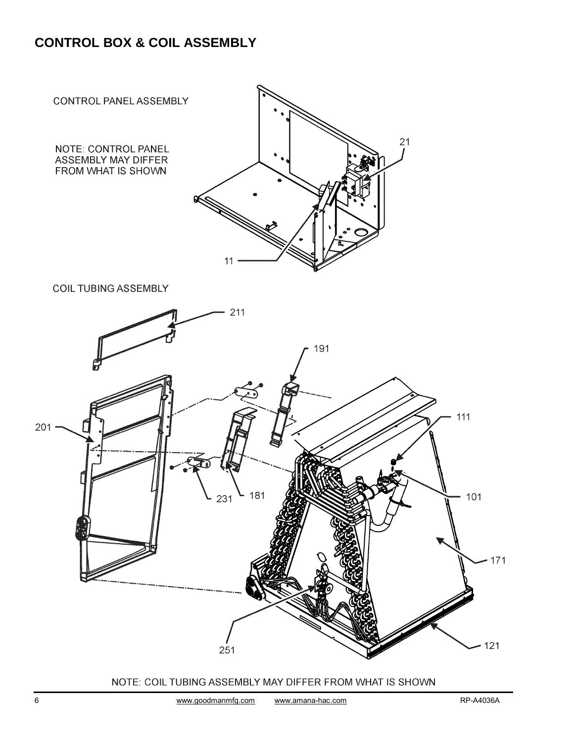# CONTROL BOX & COIL ASSEMBLY

CONTROL PANEL ASSEMBLY

NOTE: CONTROL PANEL ASSEMBLY MAY DIFFER FROM WHAT IS SHOWN

21

11

COIL TUBING ASSEMBLY

211

191

201

111

231 181

101

171

251

121

NOTE: COIL TUBING ASSEMBLY MAY DIFFER FROM WHAT IS SHOWN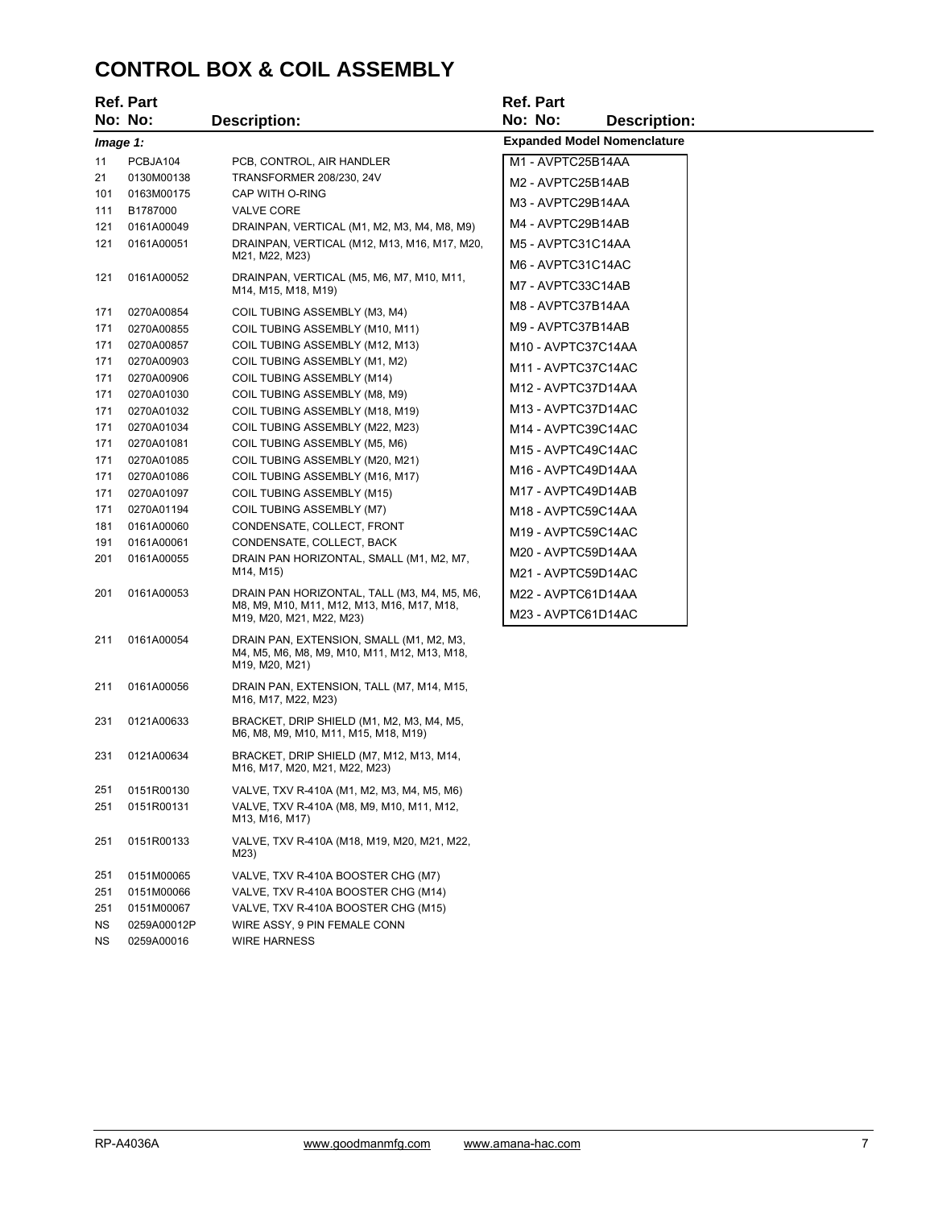# CONTROL BOX & COIL ASSEMBLY

| Ref. No: | Part No: | Description: |
|---|---|---|
| ***Image 1:*** | | |
| 11 | PCBJA104 | PCB, CONTROL, AIR HANDLER |
| 21 | 0130M00138 | TRANSFORMER 208/230, 24V |
| 101 | 0163M00175 | CAP WITH O-RING |
| 111 | B1787000 | VALVE CORE |
| 121 | 0161A00049 | DRAINPAN, VERTICAL (M1, M2, M3, M4, M8, M9) |
| 121 | 0161A00051 | DRAINPAN, VERTICAL (M12, M13, M16, M17, M20, M21, M22, M23) |
| 121 | 0161A00052 | DRAINPAN, VERTICAL (M5, M6, M7, M10, M11, M14, M15, M18, M19) |
| 171 | 0270A00854 | COIL TUBING ASSEMBLY (M3, M4) |
| 171 | 0270A00855 | COIL TUBING ASSEMBLY (M10, M11) |
| 171 | 0270A00857 | COIL TUBING ASSEMBLY (M12, M13) |
| 171 | 0270A00903 | COIL TUBING ASSEMBLY (M1, M2) |
| 171 | 0270A00906 | COIL TUBING ASSEMBLY (M14) |
| 171 | 0270A01030 | COIL TUBING ASSEMBLY (M8, M9) |
| 171 | 0270A01032 | COIL TUBING ASSEMBLY (M18, M19) |
| 171 | 0270A01034 | COIL TUBING ASSEMBLY (M22, M23) |
| 171 | 0270A01081 | COIL TUBING ASSEMBLY (M5, M6) |
| 171 | 0270A01085 | COIL TUBING ASSEMBLY (M20, M21) |
| 171 | 0270A01086 | COIL TUBING ASSEMBLY (M16, M17) |
| 171 | 0270A01097 | COIL TUBING ASSEMBLY (M15) |
| 171 | 0270A01194 | COIL TUBING ASSEMBLY (M7) |
| 181 | 0161A00060 | CONDENSATE, COLLECT, FRONT |
| 191 | 0161A00061 | CONDENSATE, COLLECT, BACK |
| 201 | 0161A00055 | DRAIN PAN HORIZONTAL, SMALL (M1, M2, M7, M14, M15) |
| 201 | 0161A00053 | DRAIN PAN HORIZONTAL, TALL (M3, M4, M5, M6, M8, M9, M10, M11, M12, M13, M16, M17, M18, M19, M20, M21, M22, M23) |
| 211 | 0161A00054 | DRAIN PAN, EXTENSION, SMALL (M1, M2, M3, M4, M5, M6, M8, M9, M10, M11, M12, M13, M18, M19, M20, M21) |
| 211 | 0161A00056 | DRAIN PAN, EXTENSION, TALL (M7, M14, M15, M16, M17, M22, M23) |
| 231 | 0121A00633 | BRACKET, DRIP SHIELD (M1, M2, M3, M4, M5, M6, M8, M9, M10, M11, M15, M18, M19) |
| 231 | 0121A00634 | BRACKET, DRIP SHIELD (M7, M12, M13, M14, M16, M17, M20, M21, M22, M23) |
| 251 | 0151R00130 | VALVE, TXV R-410A (M1, M2, M3, M4, M5, M6) |
| 251 | 0151R00131 | VALVE, TXV R-410A (M8, M9, M10, M11, M12, M13, M16, M17) |
| 251 | 0151R00133 | VALVE, TXV R-410A (M18, M19, M20, M21, M22, M23) |
| 251 | 0151M00065 | VALVE, TXV R-410A BOOSTER CHG (M7) |
| 251 | 0151M00066 | VALVE, TXV R-410A BOOSTER CHG (M14) |
| 251 | 0151M00067 | VALVE, TXV R-410A BOOSTER CHG (M15) |
| NS | 0259A00012P | WIRE ASSY, 9 PIN FEMALE CONN |
| NS | 0259A00016 | WIRE HARNESS |

**Expanded Model Nomenclature**

- M1 - AVPTC25B14AA
- M2 - AVPTC25B14AB
- M3 - AVPTC29B14AA
- M4 - AVPTC29B14AB
- M5 - AVPTC31C14AA
- M6 - AVPTC31C14AC
- M7 - AVPTC33C14AB
- M8 - AVPTC37B14AA
- M9 - AVPTC37B14AB
- M10 - AVPTC37C14AA
- M11 - AVPTC37C14AC
- M12 - AVPTC37D14AA
- M13 - AVPTC37D14AC
- M14 - AVPTC39C14AC
- M15 - AVPTC49C14AC
- M16 - AVPTC49D14AA
- M17 - AVPTC49D14AB
- M18 - AVPTC59C14AA
- M19 - AVPTC59C14AC
- M20 - AVPTC59D14AA
- M21 - AVPTC59D14AC
- M22 - AVPTC61D14AA
- M23 - AVPTC61D14AC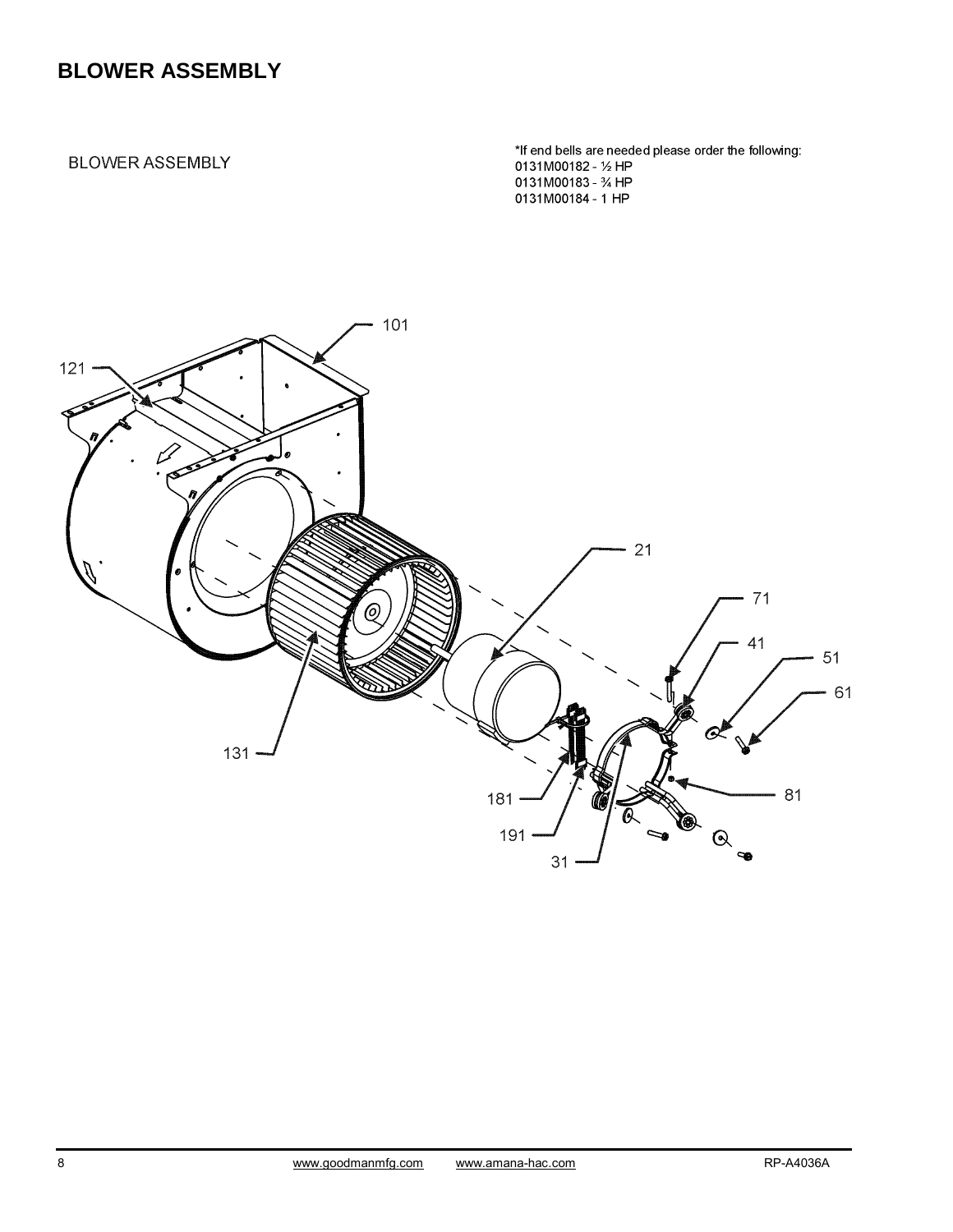# BLOWER ASSEMBLY

BLOWER ASSEMBLY

*If end bells are needed please order the following:
0131M00182 - ½ HP
0131M00183 - ¾ HP
0131M00184 - 1 HP

101
121
21
71
41
51
61
131
81
181
191
31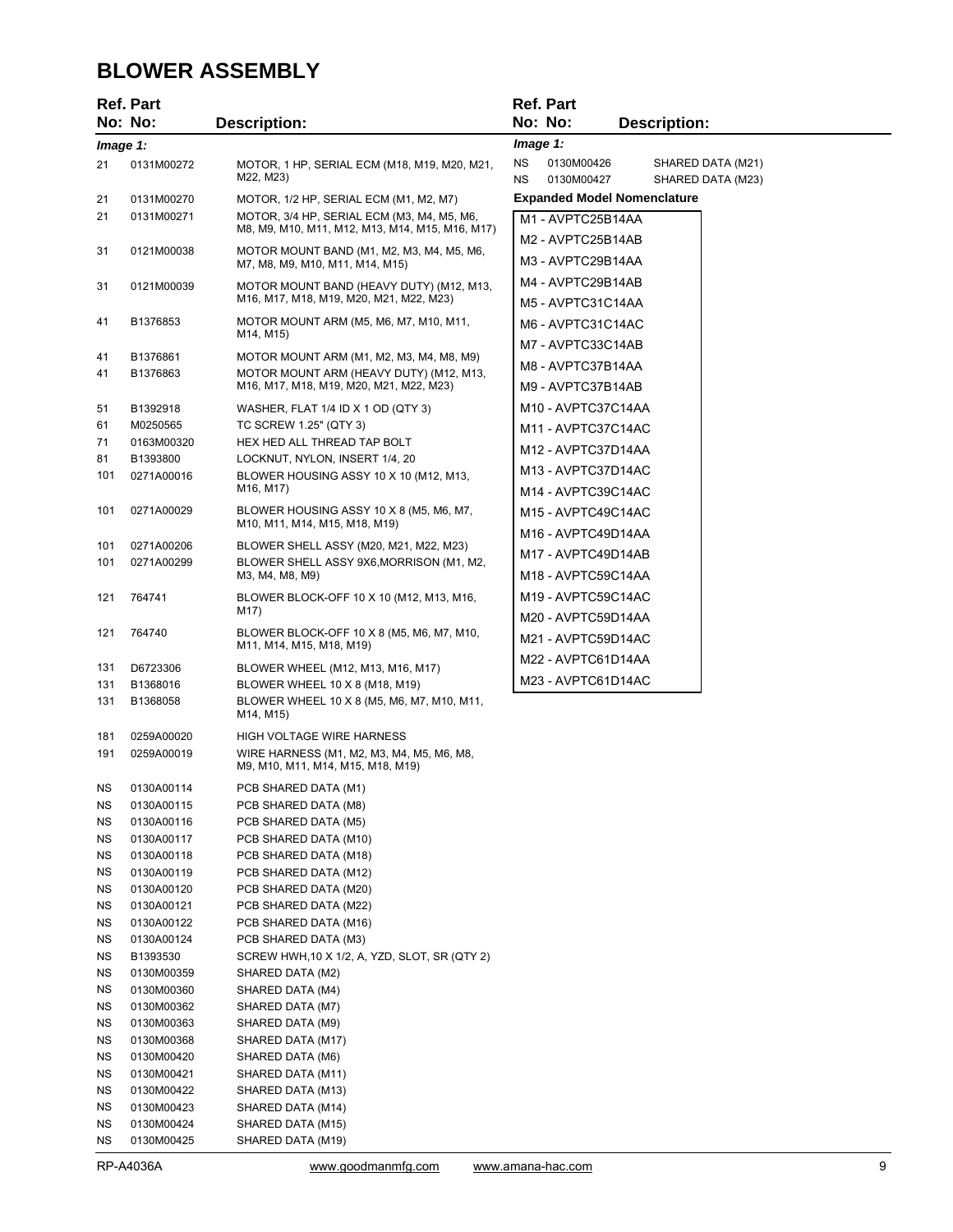# BLOWER ASSEMBLY

| Ref. No: | Part No: | Description: |
|---|---|---|
| *Image 1:* | | |
| 21 | 0131M00272 | MOTOR, 1 HP, SERIAL ECM (M18, M19, M20, M21, M22, M23) |
| 21 | 0131M00270 | MOTOR, 1/2 HP, SERIAL ECM (M1, M2, M7) |
| 21 | 0131M00271 | MOTOR, 3/4 HP, SERIAL ECM (M3, M4, M5, M6, M8, M9, M10, M11, M12, M13, M14, M15, M16, M17) |
| 31 | 0121M00038 | MOTOR MOUNT BAND (M1, M2, M3, M4, M5, M6, M7, M8, M9, M10, M11, M14, M15) |
| 31 | 0121M00039 | MOTOR MOUNT BAND (HEAVY DUTY) (M12, M13, M16, M17, M18, M19, M20, M21, M22, M23) |
| 41 | B1376853 | MOTOR MOUNT ARM (M5, M6, M7, M10, M11, M14, M15) |
| 41 | B1376861 | MOTOR MOUNT ARM (M1, M2, M3, M4, M8, M9) |
| 41 | B1376863 | MOTOR MOUNT ARM (HEAVY DUTY) (M12, M13, M16, M17, M18, M19, M20, M21, M22, M23) |
| 51 | B1392918 | WASHER, FLAT 1/4 ID X 1 OD (QTY 3) |
| 61 | M0250565 | TC SCREW 1.25" (QTY 3) |
| 71 | 0163M00320 | HEX HED ALL THREAD TAP BOLT |
| 81 | B1393800 | LOCKNUT, NYLON, INSERT 1/4, 20 |
| 101 | 0271A00016 | BLOWER HOUSING ASSY 10 X 10 (M12, M13, M16, M17) |
| 101 | 0271A00029 | BLOWER HOUSING ASSY 10 X 8 (M5, M6, M7, M10, M11, M14, M15, M18, M19) |
| 101 | 0271A00206 | BLOWER SHELL ASSY (M20, M21, M22, M23) |
| 101 | 0271A00299 | BLOWER SHELL ASSY 9X6,MORRISON (M1, M2, M3, M4, M8, M9) |
| 121 | 764741 | BLOWER BLOCK-OFF 10 X 10 (M12, M13, M16, M17) |
| 121 | 764740 | BLOWER BLOCK-OFF 10 X 8 (M5, M6, M7, M10, M11, M14, M15, M18, M19) |
| 131 | D6723306 | BLOWER WHEEL (M12, M13, M16, M17) |
| 131 | B1368016 | BLOWER WHEEL 10 X 8 (M18, M19) |
| 131 | B1368058 | BLOWER WHEEL 10 X 8 (M5, M6, M7, M10, M11, M14, M15) |
| 181 | 0259A00020 | HIGH VOLTAGE WIRE HARNESS |
| 191 | 0259A00019 | WIRE HARNESS (M1, M2, M3, M4, M5, M6, M8, M9, M10, M11, M14, M15, M18, M19) |
| NS | 0130A00114 | PCB SHARED DATA (M1) |
| NS | 0130A00115 | PCB SHARED DATA (M8) |
| NS | 0130A00116 | PCB SHARED DATA (M5) |
| NS | 0130A00117 | PCB SHARED DATA (M10) |
| NS | 0130A00118 | PCB SHARED DATA (M18) |
| NS | 0130A00119 | PCB SHARED DATA (M12) |
| NS | 0130A00120 | PCB SHARED DATA (M20) |
| NS | 0130A00121 | PCB SHARED DATA (M22) |
| NS | 0130A00122 | PCB SHARED DATA (M16) |
| NS | 0130A00124 | PCB SHARED DATA (M3) |
| NS | B1393530 | SCREW HWH,10 X 1/2, A, YZD, SLOT, SR (QTY 2) |
| NS | 0130M00359 | SHARED DATA (M2) |
| NS | 0130M00360 | SHARED DATA (M4) |
| NS | 0130M00362 | SHARED DATA (M7) |
| NS | 0130M00363 | SHARED DATA (M9) |
| NS | 0130M00368 | SHARED DATA (M17) |
| NS | 0130M00420 | SHARED DATA (M6) |
| NS | 0130M00421 | SHARED DATA (M11) |
| NS | 0130M00422 | SHARED DATA (M13) |
| NS | 0130M00423 | SHARED DATA (M14) |
| NS | 0130M00424 | SHARED DATA (M15) |
| NS | 0130M00425 | SHARED DATA (M19) |
| NS | 0130M00426 | SHARED DATA (M21) |
| NS | 0130M00427 | SHARED DATA (M23) |

**Expanded Model Nomenclature**

- M1 - AVPTC25B14AA
- M2 - AVPTC25B14AB
- M3 - AVPTC29B14AA
- M4 - AVPTC29B14AB
- M5 - AVPTC31C14AA
- M6 - AVPTC31C14AC
- M7 - AVPTC33C14AB
- M8 - AVPTC37B14AA
- M9 - AVPTC37B14AB
- M10 - AVPTC37C14AA
- M11 - AVPTC37C14AC
- M12 - AVPTC37D14AA
- M13 - AVPTC37D14AC
- M14 - AVPTC39C14AC
- M15 - AVPTC49C14AC
- M16 - AVPTC49D14AA
- M17 - AVPTC49D14AB
- M18 - AVPTC59C14AA
- M19 - AVPTC59C14AC
- M20 - AVPTC59D14AA
- M21 - AVPTC59D14AC
- M22 - AVPTC61D14AA
- M23 - AVPTC61D14AC

RP-A4036A www.goodmanmfg.com www.amana-hac.com